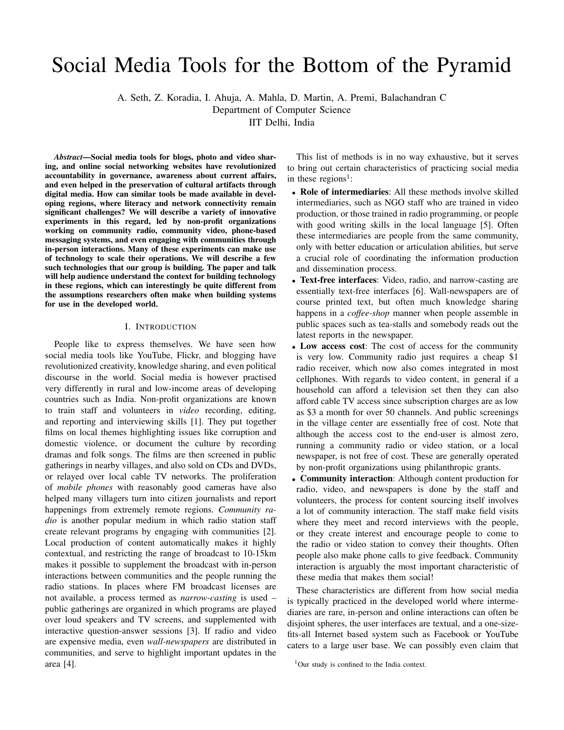# Social Media Tools for the Bottom of the Pyramid

A. Seth, Z. Koradia, I. Ahuja, A. Mahla, D. Martin, A. Premi, Balachandran C
Department of Computer Science
IIT Delhi, India

***Abstract*—Social media tools for blogs, photo and video sharing, and online social networking websites have revolutionized accountability in governance, awareness about current affairs, and even helped in the preservation of cultural artifacts through digital media. How can similar tools be made available in developing regions, where literacy and network connectivity remain significant challenges? We will describe a variety of innovative experiments in this regard, led by non-profit organizations working on community radio, community video, phone-based messaging systems, and even engaging with communities through in-person interactions. Many of these experiments can make use of technology to scale their operations. We will describe a few such technologies that our group is building. The paper and talk will help audience understand the context for building technology in these regions, which can interestingly be quite different from the assumptions researchers often make when building systems for use in the developed world.**

## I. Introduction

People like to express themselves. We have seen how social media tools like YouTube, Flickr, and blogging have revolutionized creativity, knowledge sharing, and even political discourse in the world. Social media is however practised very differently in rural and low-income areas of developing countries such as India. Non-profit organizations are known to train staff and volunteers in *video* recording, editing, and reporting and interviewing skills [1]. They put together films on local themes highlighting issues like corruption and domestic violence, or document the culture by recording dramas and folk songs. The films are then screened in public gatherings in nearby villages, and also sold on CDs and DVDs, or relayed over local cable TV networks. The proliferation of *mobile phones* with reasonably good cameras have also helped many villagers turn into citizen journalists and report happenings from extremely remote regions. *Community radio* is another popular medium in which radio station staff create relevant programs by engaging with communities [2]. Local production of content automatically makes it highly contextual, and restricting the range of broadcast to 10-15km makes it possible to supplement the broadcast with in-person interactions between communities and the people running the radio stations. In places where FM broadcast licenses are not available, a process termed as *narrow-casting* is used – public gatherings are organized in which programs are played over loud speakers and TV screens, and supplemented with interactive question-answer sessions [3]. If radio and video are expensive media, even *wall-newspapers* are distributed in communities, and serve to highlight important updates in the area [4].

This list of methods is in no way exhaustive, but it serves to bring out certain characteristics of practicing social media in these regions[1]:

- **Role of intermediaries**: All these methods involve skilled intermediaries, such as NGO staff who are trained in video production, or those trained in radio programming, or people with good writing skills in the local language [5]. Often these intermediaries are people from the same community, only with better education or articulation abilities, but serve a crucial role of coordinating the information production and dissemination process.
- **Text-free interfaces**: Video, radio, and narrow-casting are essentially text-free interfaces [6]. Wall-newspapers are of course printed text, but often much knowledge sharing happens in a *coffee-shop* manner when people assemble in public spaces such as tea-stalls and somebody reads out the latest reports in the newspaper.
- **Low access cost**: The cost of access for the community is very low. Community radio just requires a cheap \$1 radio receiver, which now also comes integrated in most cellphones. With regards to video content, in general if a household can afford a television set then they can also afford cable TV access since subscription charges are as low as \$3 a month for over 50 channels. And public screenings in the village center are essentially free of cost. Note that although the access cost to the end-user is almost zero, running a community radio or video station, or a local newspaper, is not free of cost. These are generally operated by non-profit organizations using philanthropic grants.
- **Community interaction**: Although content production for radio, video, and newspapers is done by the staff and volunteers, the process for content sourcing itself involves a lot of community interaction. The staff make field visits where they meet and record interviews with the people, or they create interest and encourage people to come to the radio or video station to convey their thoughts. Often people also make phone calls to give feedback. Community interaction is arguably the most important characteristic of these media that makes them social!

These characteristics are different from how social media is typically practiced in the developed world where intermediaries are rare, in-person and online interactions can often be disjoint spheres, the user interfaces are textual, and a one-size-fits-all Internet based system such as Facebook or YouTube caters to a large user base. We can possibly even claim that

[1] Our study is confined to the India context.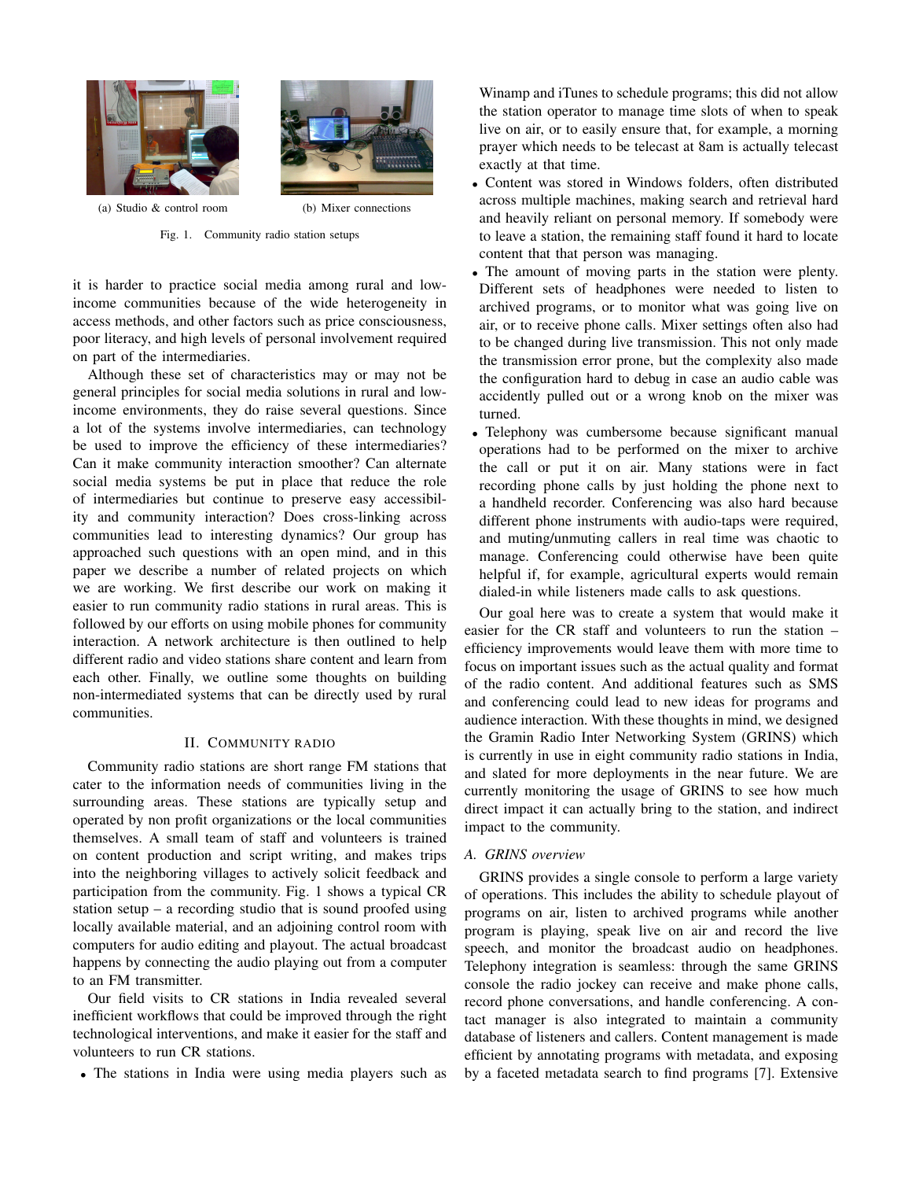(a) Studio & control room

(b) Mixer connections

Fig. 1. Community radio station setups

it is harder to practice social media among rural and low-income communities because of the wide heterogeneity in access methods, and other factors such as price consciousness, poor literacy, and high levels of personal involvement required on part of the intermediaries.

Although these set of characteristics may or may not be general principles for social media solutions in rural and low-income environments, they do raise several questions. Since a lot of the systems involve intermediaries, can technology be used to improve the efficiency of these intermediaries? Can it make community interaction smoother? Can alternate social media systems be put in place that reduce the role of intermediaries but continue to preserve easy accessibility and community interaction? Does cross-linking across communities lead to interesting dynamics? Our group has approached such questions with an open mind, and in this paper we describe a number of related projects on which we are working. We first describe our work on making it easier to run community radio stations in rural areas. This is followed by our efforts on using mobile phones for community interaction. A network architecture is then outlined to help different radio and video stations share content and learn from each other. Finally, we outline some thoughts on building non-intermediated systems that can be directly used by rural communities.

## II. Community Radio

Community radio stations are short range FM stations that cater to the information needs of communities living in the surrounding areas. These stations are typically setup and operated by non profit organizations or the local communities themselves. A small team of staff and volunteers is trained on content production and script writing, and makes trips into the neighboring villages to actively solicit feedback and participation from the community. Fig. 1 shows a typical CR station setup – a recording studio that is sound proofed using locally available material, and an adjoining control room with computers for audio editing and playout. The actual broadcast happens by connecting the audio playing out from a computer to an FM transmitter.

Our field visits to CR stations in India revealed several inefficient workflows that could be improved through the right technological interventions, and make it easier for the staff and volunteers to run CR stations.

- The stations in India were using media players such as Winamp and iTunes to schedule programs; this did not allow the station operator to manage time slots of when to speak live on air, or to easily ensure that, for example, a morning prayer which needs to be telecast at 8am is actually telecast exactly at that time.
- Content was stored in Windows folders, often distributed across multiple machines, making search and retrieval hard and heavily reliant on personal memory. If somebody were to leave a station, the remaining staff found it hard to locate content that that person was managing.
- The amount of moving parts in the station were plenty. Different sets of headphones were needed to listen to archived programs, or to monitor what was going live on air, or to receive phone calls. Mixer settings often also had to be changed during live transmission. This not only made the transmission error prone, but the complexity also made the configuration hard to debug in case an audio cable was accidently pulled out or a wrong knob on the mixer was turned.
- Telephony was cumbersome because significant manual operations had to be performed on the mixer to archive the call or put it on air. Many stations were in fact recording phone calls by just holding the phone next to a handheld recorder. Conferencing was also hard because different phone instruments with audio-taps were required, and muting/unmuting callers in real time was chaotic to manage. Conferencing could otherwise have been quite helpful if, for example, agricultural experts would remain dialed-in while listeners made calls to ask questions.

Our goal here was to create a system that would make it easier for the CR staff and volunteers to run the station – efficiency improvements would leave them with more time to focus on important issues such as the actual quality and format of the radio content. And additional features such as SMS and conferencing could lead to new ideas for programs and audience interaction. With these thoughts in mind, we designed the Gramin Radio Inter Networking System (GRINS) which is currently in use in eight community radio stations in India, and slated for more deployments in the near future. We are currently monitoring the usage of GRINS to see how much direct impact it can actually bring to the station, and indirect impact to the community.

### A. GRINS overview

GRINS provides a single console to perform a large variety of operations. This includes the ability to schedule playout of programs on air, listen to archived programs while another program is playing, speak live on air and record the live speech, and monitor the broadcast audio on headphones. Telephony integration is seamless: through the same GRINS console the radio jockey can receive and make phone calls, record phone conversations, and handle conferencing. A contact manager is also integrated to maintain a community database of listeners and callers. Content management is made efficient by annotating programs with metadata, and exposing by a faceted metadata search to find programs [7]. Extensive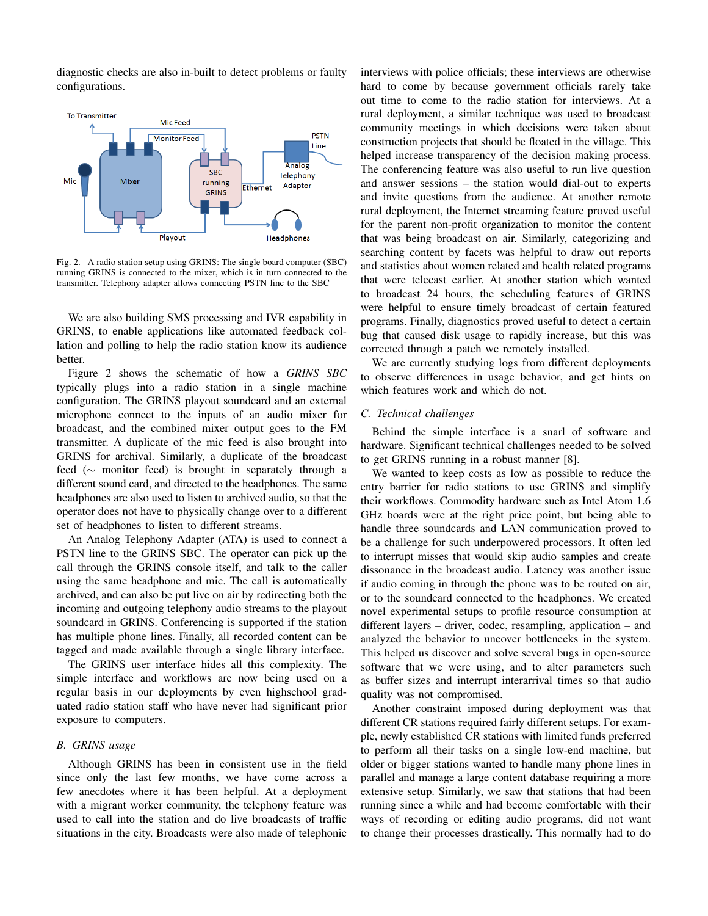diagnostic checks are also in-built to detect problems or faulty configurations.

Fig. 2. A radio station setup using GRINS: The single board computer (SBC) running GRINS is connected to the mixer, which is in turn connected to the transmitter. Telephony adapter allows connecting PSTN line to the SBC

We are also building SMS processing and IVR capability in GRINS, to enable applications like automated feedback collation and polling to help the radio station know its audience better.

Figure 2 shows the schematic of how a *GRINS SBC* typically plugs into a radio station in a single machine configuration. The GRINS playout soundcard and an external microphone connect to the inputs of an audio mixer for broadcast, and the combined mixer output goes to the FM transmitter. A duplicate of the mic feed is also brought into GRINS for archival. Similarly, a duplicate of the broadcast feed (∼ monitor feed) is brought in separately through a different sound card, and directed to the headphones. The same headphones are also used to listen to archived audio, so that the operator does not have to physically change over to a different set of headphones to listen to different streams.

An Analog Telephony Adapter (ATA) is used to connect a PSTN line to the GRINS SBC. The operator can pick up the call through the GRINS console itself, and talk to the caller using the same headphone and mic. The call is automatically archived, and can also be put live on air by redirecting both the incoming and outgoing telephony audio streams to the playout soundcard in GRINS. Conferencing is supported if the station has multiple phone lines. Finally, all recorded content can be tagged and made available through a single library interface.

The GRINS user interface hides all this complexity. The simple interface and workflows are now being used on a regular basis in our deployments by even highschool graduated radio station staff who have never had significant prior exposure to computers.

### B. GRINS usage

Although GRINS has been in consistent use in the field since only the last few months, we have come across a few anecdotes where it has been helpful. At a deployment with a migrant worker community, the telephony feature was used to call into the station and do live broadcasts of traffic situations in the city. Broadcasts were also made of telephonic interviews with police officials; these interviews are otherwise hard to come by because government officials rarely take out time to come to the radio station for interviews. At a rural deployment, a similar technique was used to broadcast community meetings in which decisions were taken about construction projects that should be floated in the village. This helped increase transparency of the decision making process. The conferencing feature was also useful to run live question and answer sessions – the station would dial-out to experts and invite questions from the audience. At another remote rural deployment, the Internet streaming feature proved useful for the parent non-profit organization to monitor the content that was being broadcast on air. Similarly, categorizing and searching content by facets was helpful to draw out reports and statistics about women related and health related programs that were telecast earlier. At another station which wanted to broadcast 24 hours, the scheduling features of GRINS were helpful to ensure timely broadcast of certain featured programs. Finally, diagnostics proved useful to detect a certain bug that caused disk usage to rapidly increase, but this was corrected through a patch we remotely installed.

We are currently studying logs from different deployments to observe differences in usage behavior, and get hints on which features work and which do not.

### C. Technical challenges

Behind the simple interface is a snarl of software and hardware. Significant technical challenges needed to be solved to get GRINS running in a robust manner [8].

We wanted to keep costs as low as possible to reduce the entry barrier for radio stations to use GRINS and simplify their workflows. Commodity hardware such as Intel Atom 1.6 GHz boards were at the right price point, but being able to handle three soundcards and LAN communication proved to be a challenge for such underpowered processors. It often led to interrupt misses that would skip audio samples and create dissonance in the broadcast audio. Latency was another issue if audio coming in through the phone was to be routed on air, or to the soundcard connected to the headphones. We created novel experimental setups to profile resource consumption at different layers – driver, codec, resampling, application – and analyzed the behavior to uncover bottlenecks in the system. This helped us discover and solve several bugs in open-source software that we were using, and to alter parameters such as buffer sizes and interrupt interarrival times so that audio quality was not compromised.

Another constraint imposed during deployment was that different CR stations required fairly different setups. For example, newly established CR stations with limited funds preferred to perform all their tasks on a single low-end machine, but older or bigger stations wanted to handle many phone lines in parallel and manage a large content database requiring a more extensive setup. Similarly, we saw that stations that had been running since a while and had become comfortable with their ways of recording or editing audio programs, did not want to change their processes drastically. This normally had to do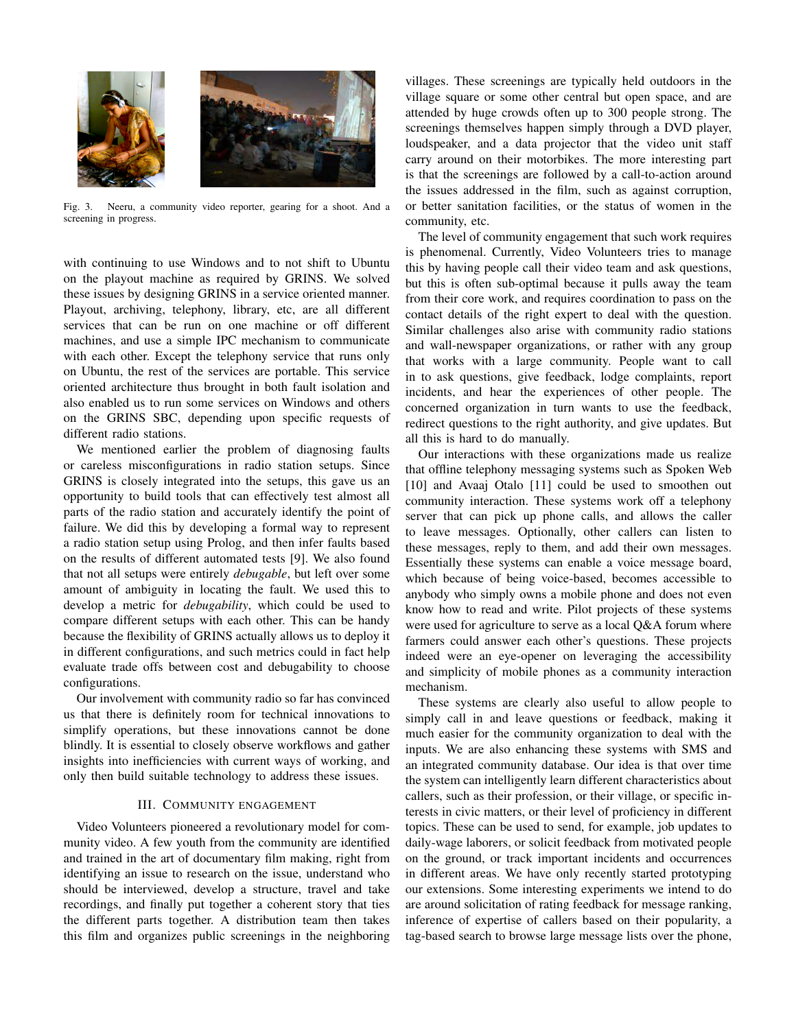Fig. 3. Neeru, a community video reporter, gearing for a shoot. And a screening in progress.

with continuing to use Windows and to not shift to Ubuntu on the playout machine as required by GRINS. We solved these issues by designing GRINS in a service oriented manner. Playout, archiving, telephony, library, etc, are all different services that can be run on one machine or off different machines, and use a simple IPC mechanism to communicate with each other. Except the telephony service that runs only on Ubuntu, the rest of the services are portable. This service oriented architecture thus brought in both fault isolation and also enabled us to run some services on Windows and others on the GRINS SBC, depending upon specific requests of different radio stations.

We mentioned earlier the problem of diagnosing faults or careless misconfigurations in radio station setups. Since GRINS is closely integrated into the setups, this gave us an opportunity to build tools that can effectively test almost all parts of the radio station and accurately identify the point of failure. We did this by developing a formal way to represent a radio station setup using Prolog, and then infer faults based on the results of different automated tests [9]. We also found that not all setups were entirely *debugable*, but left over some amount of ambiguity in locating the fault. We used this to develop a metric for *debugability*, which could be used to compare different setups with each other. This can be handy because the flexibility of GRINS actually allows us to deploy it in different configurations, and such metrics could in fact help evaluate trade offs between cost and debugability to choose configurations.

Our involvement with community radio so far has convinced us that there is definitely room for technical innovations to simplify operations, but these innovations cannot be done blindly. It is essential to closely observe workflows and gather insights into inefficiencies with current ways of working, and only then build suitable technology to address these issues.

## III. Community Engagement

Video Volunteers pioneered a revolutionary model for community video. A few youth from the community are identified and trained in the art of documentary film making, right from identifying an issue to research on the issue, understand who should be interviewed, develop a structure, travel and take recordings, and finally put together a coherent story that ties the different parts together. A distribution team then takes this film and organizes public screenings in the neighboring villages. These screenings are typically held outdoors in the village square or some other central but open space, and are attended by huge crowds often up to 300 people strong. The screenings themselves happen simply through a DVD player, loudspeaker, and a data projector that the video unit staff carry around on their motorbikes. The more interesting part is that the screenings are followed by a call-to-action around the issues addressed in the film, such as against corruption, or better sanitation facilities, or the status of women in the community, etc.

The level of community engagement that such work requires is phenomenal. Currently, Video Volunteers tries to manage this by having people call their video team and ask questions, but this is often sub-optimal because it pulls away the team from their core work, and requires coordination to pass on the contact details of the right expert to deal with the question. Similar challenges also arise with community radio stations and wall-newspaper organizations, or rather with any group that works with a large community. People want to call in to ask questions, give feedback, lodge complaints, report incidents, and hear the experiences of other people. The concerned organization in turn wants to use the feedback, redirect questions to the right authority, and give updates. But all this is hard to do manually.

Our interactions with these organizations made us realize that offline telephony messaging systems such as Spoken Web [10] and Avaaj Otalo [11] could be used to smoothen out community interaction. These systems work off a telephony server that can pick up phone calls, and allows the caller to leave messages. Optionally, other callers can listen to these messages, reply to them, and add their own messages. Essentially these systems can enable a voice message board, which because of being voice-based, becomes accessible to anybody who simply owns a mobile phone and does not even know how to read and write. Pilot projects of these systems were used for agriculture to serve as a local Q&A forum where farmers could answer each other's questions. These projects indeed were an eye-opener on leveraging the accessibility and simplicity of mobile phones as a community interaction mechanism.

These systems are clearly also useful to allow people to simply call in and leave questions or feedback, making it much easier for the community organization to deal with the inputs. We are also enhancing these systems with SMS and an integrated community database. Our idea is that over time the system can intelligently learn different characteristics about callers, such as their profession, or their village, or specific interests in civic matters, or their level of proficiency in different topics. These can be used to send, for example, job updates to daily-wage laborers, or solicit feedback from motivated people on the ground, or track important incidents and occurrences in different areas. We have only recently started prototyping our extensions. Some interesting experiments we intend to do are around solicitation of rating feedback for message ranking, inference of expertise of callers based on their popularity, a tag-based search to browse large message lists over the phone,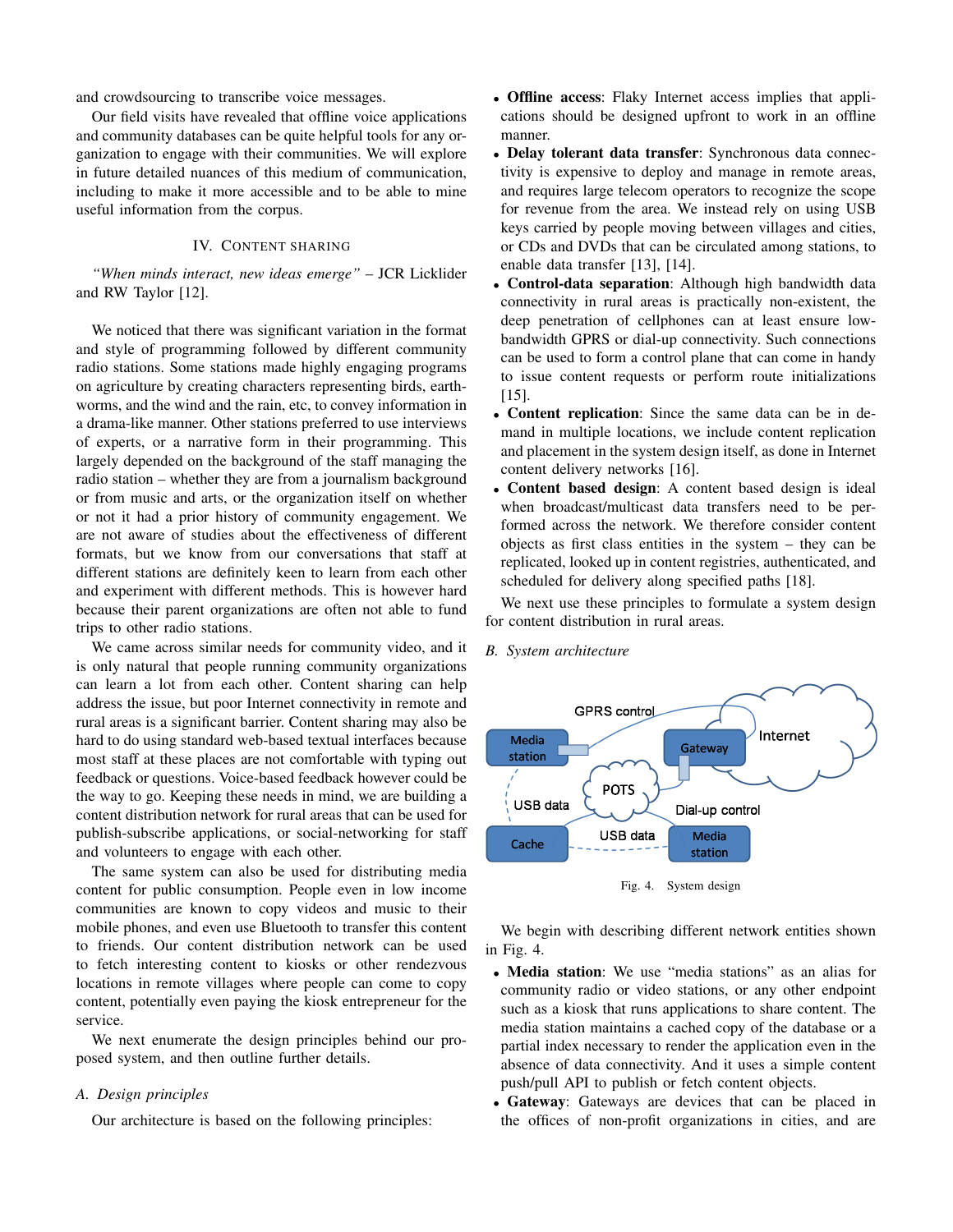and crowdsourcing to transcribe voice messages.

Our field visits have revealed that offline voice applications and community databases can be quite helpful tools for any organization to engage with their communities. We will explore in future detailed nuances of this medium of communication, including to make it more accessible and to be able to mine useful information from the corpus.

## IV. Content Sharing

*"When minds interact, new ideas emerge"* – JCR Licklider and RW Taylor [12].

We noticed that there was significant variation in the format and style of programming followed by different community radio stations. Some stations made highly engaging programs on agriculture by creating characters representing birds, earthworms, and the wind and the rain, etc, to convey information in a drama-like manner. Other stations preferred to use interviews of experts, or a narrative form in their programming. This largely depended on the background of the staff managing the radio station – whether they are from a journalism background or from music and arts, or the organization itself on whether or not it had a prior history of community engagement. We are not aware of studies about the effectiveness of different formats, but we know from our conversations that staff at different stations are definitely keen to learn from each other and experiment with different methods. This is however hard because their parent organizations are often not able to fund trips to other radio stations.

We came across similar needs for community video, and it is only natural that people running community organizations can learn a lot from each other. Content sharing can help address the issue, but poor Internet connectivity in remote and rural areas is a significant barrier. Content sharing may also be hard to do using standard web-based textual interfaces because most staff at these places are not comfortable with typing out feedback or questions. Voice-based feedback however could be the way to go. Keeping these needs in mind, we are building a content distribution network for rural areas that can be used for publish-subscribe applications, or social-networking for staff and volunteers to engage with each other.

The same system can also be used for distributing media content for public consumption. People even in low income communities are known to copy videos and music to their mobile phones, and even use Bluetooth to transfer this content to friends. Our content distribution network can be used to fetch interesting content to kiosks or other rendezvous locations in remote villages where people can come to copy content, potentially even paying the kiosk entrepreneur for the service.

We next enumerate the design principles behind our proposed system, and then outline further details.

### A. Design principles

Our architecture is based on the following principles:

- **Offline access**: Flaky Internet access implies that applications should be designed upfront to work in an offline manner.
- **Delay tolerant data transfer**: Synchronous data connectivity is expensive to deploy and manage in remote areas, and requires large telecom operators to recognize the scope for revenue from the area. We instead rely on using USB keys carried by people moving between villages and cities, or CDs and DVDs that can be circulated among stations, to enable data transfer [13], [14].
- **Control-data separation**: Although high bandwidth data connectivity in rural areas is practically non-existent, the deep penetration of cellphones can at least ensure low-bandwidth GPRS or dial-up connectivity. Such connections can be used to form a control plane that can come in handy to issue content requests or perform route initializations [15].
- **Content replication**: Since the same data can be in demand in multiple locations, we include content replication and placement in the system design itself, as done in Internet content delivery networks [16].
- **Content based design**: A content based design is ideal when broadcast/multicast data transfers need to be performed across the network. We therefore consider content objects as first class entities in the system – they can be replicated, looked up in content registries, authenticated, and scheduled for delivery along specified paths [18].

We next use these principles to formulate a system design for content distribution in rural areas.

### B. System architecture

Fig. 4. System design

We begin with describing different network entities shown in Fig. 4.

- **Media station**: We use "media stations" as an alias for community radio or video stations, or any other endpoint such as a kiosk that runs applications to share content. The media station maintains a cached copy of the database or a partial index necessary to render the application even in the absence of data connectivity. And it uses a simple content push/pull API to publish or fetch content objects.
- **Gateway**: Gateways are devices that can be placed in the offices of non-profit organizations in cities, and are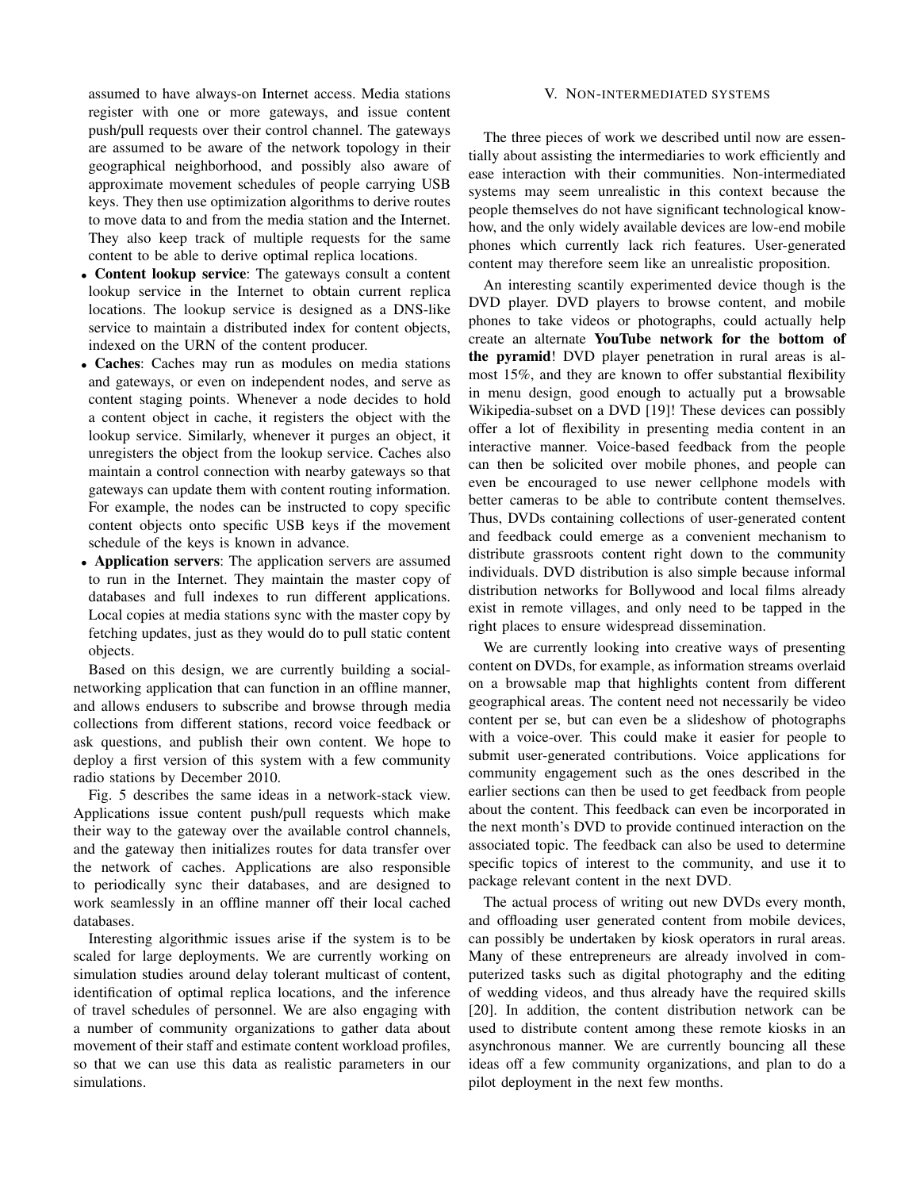assumed to have always-on Internet access. Media stations register with one or more gateways, and issue content push/pull requests over their control channel. The gateways are assumed to be aware of the network topology in their geographical neighborhood, and possibly also aware of approximate movement schedules of people carrying USB keys. They then use optimization algorithms to derive routes to move data to and from the media station and the Internet. They also keep track of multiple requests for the same content to be able to derive optimal replica locations.

- **Content lookup service**: The gateways consult a content lookup service in the Internet to obtain current replica locations. The lookup service is designed as a DNS-like service to maintain a distributed index for content objects, indexed on the URN of the content producer.
- **Caches**: Caches may run as modules on media stations and gateways, or even on independent nodes, and serve as content staging points. Whenever a node decides to hold a content object in cache, it registers the object with the lookup service. Similarly, whenever it purges an object, it unregisters the object from the lookup service. Caches also maintain a control connection with nearby gateways so that gateways can update them with content routing information. For example, the nodes can be instructed to copy specific content objects onto specific USB keys if the movement schedule of the keys is known in advance.
- **Application servers**: The application servers are assumed to run in the Internet. They maintain the master copy of databases and full indexes to run different applications. Local copies at media stations sync with the master copy by fetching updates, just as they would do to pull static content objects.

Based on this design, we are currently building a social-networking application that can function in an offline manner, and allows endusers to subscribe and browse through media collections from different stations, record voice feedback or ask questions, and publish their own content. We hope to deploy a first version of this system with a few community radio stations by December 2010.

Fig. 5 describes the same ideas in a network-stack view. Applications issue content push/pull requests which make their way to the gateway over the available control channels, and the gateway then initializes routes for data transfer over the network of caches. Applications are also responsible to periodically sync their databases, and are designed to work seamlessly in an offline manner off their local cached databases.

Interesting algorithmic issues arise if the system is to be scaled for large deployments. We are currently working on simulation studies around delay tolerant multicast of content, identification of optimal replica locations, and the inference of travel schedules of personnel. We are also engaging with a number of community organizations to gather data about movement of their staff and estimate content workload profiles, so that we can use this data as realistic parameters in our simulations.

## V. Non-intermediated systems

The three pieces of work we described until now are essentially about assisting the intermediaries to work efficiently and ease interaction with their communities. Non-intermediated systems may seem unrealistic in this context because the people themselves do not have significant technological know-how, and the only widely available devices are low-end mobile phones which currently lack rich features. User-generated content may therefore seem like an unrealistic proposition.

An interesting scantily experimented device though is the DVD player. DVD players to browse content, and mobile phones to take videos or photographs, could actually help create an alternate **YouTube network for the bottom of the pyramid**! DVD player penetration in rural areas is almost 15%, and they are known to offer substantial flexibility in menu design, good enough to actually put a browsable Wikipedia-subset on a DVD [19]! These devices can possibly offer a lot of flexibility in presenting media content in an interactive manner. Voice-based feedback from the people can then be solicited over mobile phones, and people can even be encouraged to use newer cellphone models with better cameras to be able to contribute content themselves. Thus, DVDs containing collections of user-generated content and feedback could emerge as a convenient mechanism to distribute grassroots content right down to the community individuals. DVD distribution is also simple because informal distribution networks for Bollywood and local films already exist in remote villages, and only need to be tapped in the right places to ensure widespread dissemination.

We are currently looking into creative ways of presenting content on DVDs, for example, as information streams overlaid on a browsable map that highlights content from different geographical areas. The content need not necessarily be video content per se, but can even be a slideshow of photographs with a voice-over. This could make it easier for people to submit user-generated contributions. Voice applications for community engagement such as the ones described in the earlier sections can then be used to get feedback from people about the content. This feedback can even be incorporated in the next month's DVD to provide continued interaction on the associated topic. The feedback can also be used to determine specific topics of interest to the community, and use it to package relevant content in the next DVD.

The actual process of writing out new DVDs every month, and offloading user generated content from mobile devices, can possibly be undertaken by kiosk operators in rural areas. Many of these entrepreneurs are already involved in computerized tasks such as digital photography and the editing of wedding videos, and thus already have the required skills [20]. In addition, the content distribution network can be used to distribute content among these remote kiosks in an asynchronous manner. We are currently bouncing all these ideas off a few community organizations, and plan to do a pilot deployment in the next few months.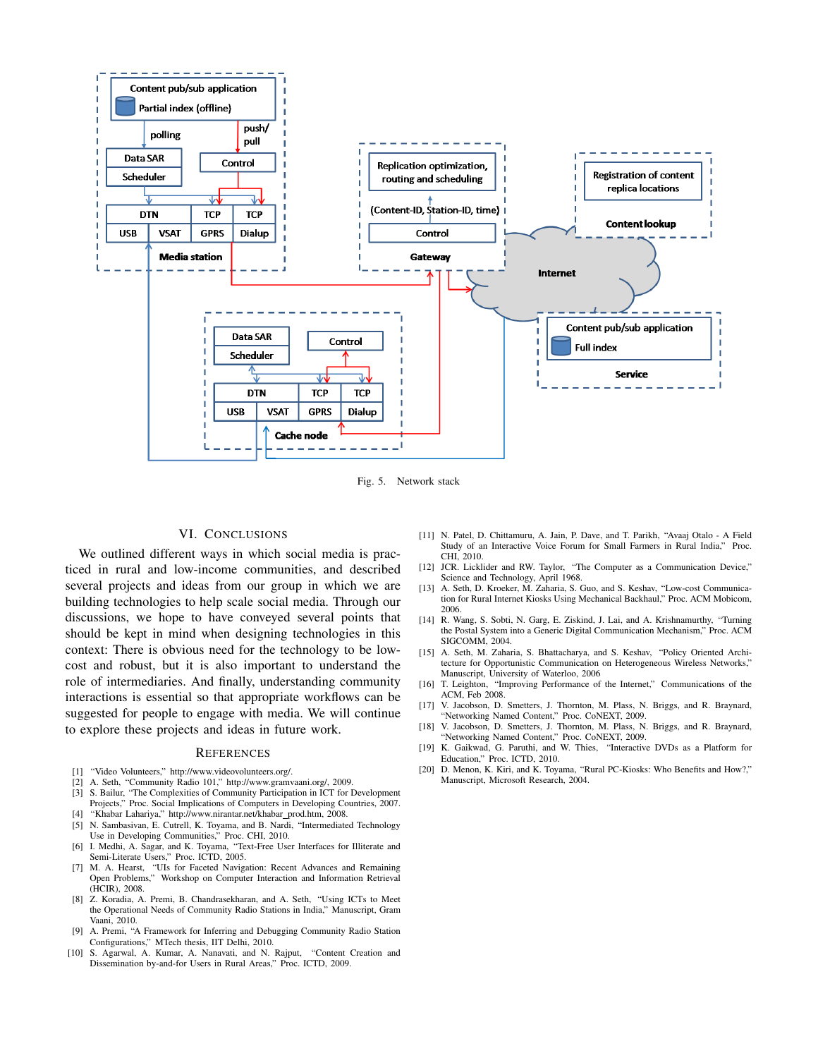Content pub/sub application

Partial index (offline)

polling

push/ pull

Data SAR

Scheduler

Control

DTN

TCP

TCP

USB

VSAT

GPRS

Dialup

Media station

Replication optimization, routing and scheduling

(Content-ID, Station-ID, time)

Control

Gateway

Registration of content replica locations

Content lookup

Internet

Content pub/sub application

Full index

Service

Data SAR

Scheduler

Control

DTN

TCP

TCP

USB

VSAT

GPRS

Dialup

Cache node

Fig. 5. Network stack

## VI. Conclusions

We outlined different ways in which social media is practiced in rural and low-income communities, and described several projects and ideas from our group in which we are building technologies to help scale social media. Through our discussions, we hope to have conveyed several points that should be kept in mind when designing technologies in this context: There is obvious need for the technology to be low-cost and robust, but it is also important to understand the role of intermediaries. And finally, understanding community interactions is essential so that appropriate workflows can be suggested for people to engage with media. We will continue to explore these projects and ideas in future work.

## References

[1] "Video Volunteers," http://www.videovolunteers.org/.

[2] A. Seth, "Community Radio 101," http://www.gramvaani.org/, 2009.

[3] S. Bailur, "The Complexities of Community Participation in ICT for Development Projects," Proc. Social Implications of Computers in Developing Countries, 2007.

[4] "Khabar Lahariya," http://www.nirantar.net/khabar_prod.htm, 2008.

[5] N. Sambasivan, E. Cutrell, K. Toyama, and B. Nardi, "Intermediated Technology Use in Developing Communities," Proc. CHI, 2010.

[6] I. Medhi, A. Sagar, and K. Toyama, "Text-Free User Interfaces for Illiterate and Semi-Literate Users," Proc. ICTD, 2005.

[7] M. A. Hearst, "UIs for Faceted Navigation: Recent Advances and Remaining Open Problems," Workshop on Computer Interaction and Information Retrieval (HCIR), 2008.

[8] Z. Koradia, A. Premi, B. Chandrasekharan, and A. Seth, "Using ICTs to Meet the Operational Needs of Community Radio Stations in India," Manuscript, Gram Vaani, 2010.

[9] A. Premi, "A Framework for Inferring and Debugging Community Radio Station Configurations," MTech thesis, IIT Delhi, 2010.

[10] S. Agarwal, A. Kumar, A. Nanavati, and N. Rajput, "Content Creation and Dissemination by-and-for Users in Rural Areas," Proc. ICTD, 2009.

[11] N. Patel, D. Chittamuru, A. Jain, P. Dave, and T. Parikh, "Avaaj Otalo - A Field Study of an Interactive Voice Forum for Small Farmers in Rural India," Proc. CHI, 2010.

[12] JCR. Licklider and RW. Taylor, "The Computer as a Communication Device," Science and Technology, April 1968.

[13] A. Seth, D. Kroeker, M. Zaharia, S. Guo, and S. Keshav, "Low-cost Communication for Rural Internet Kiosks Using Mechanical Backhaul," Proc. ACM Mobicom, 2006.

[14] R. Wang, S. Sobti, N. Garg, E. Ziskind, J. Lai, and A. Krishnamurthy, "Turning the Postal System into a Generic Digital Communication Mechanism," Proc. ACM SIGCOMM, 2004.

[15] A. Seth, M. Zaharia, S. Bhattacharya, and S. Keshav, "Policy Oriented Architecture for Opportunistic Communication on Heterogeneous Wireless Networks," Manuscript, University of Waterloo, 2006

[16] T. Leighton, "Improving Performance of the Internet," Communications of the ACM, Feb 2008.

[17] V. Jacobson, D. Smetters, J. Thornton, M. Plass, N. Briggs, and R. Braynard, "Networking Named Content," Proc. CoNEXT, 2009.

[18] V. Jacobson, D. Smetters, J. Thornton, M. Plass, N. Briggs, and R. Braynard, "Networking Named Content," Proc. CoNEXT, 2009.

[19] K. Gaikwad, G. Paruthi, and W. Thies, "Interactive DVDs as a Platform for Education," Proc. ICTD, 2010.

[20] D. Menon, K. Kiri, and K. Toyama, "Rural PC-Kiosks: Who Benefits and How?," Manuscript, Microsoft Research, 2004.